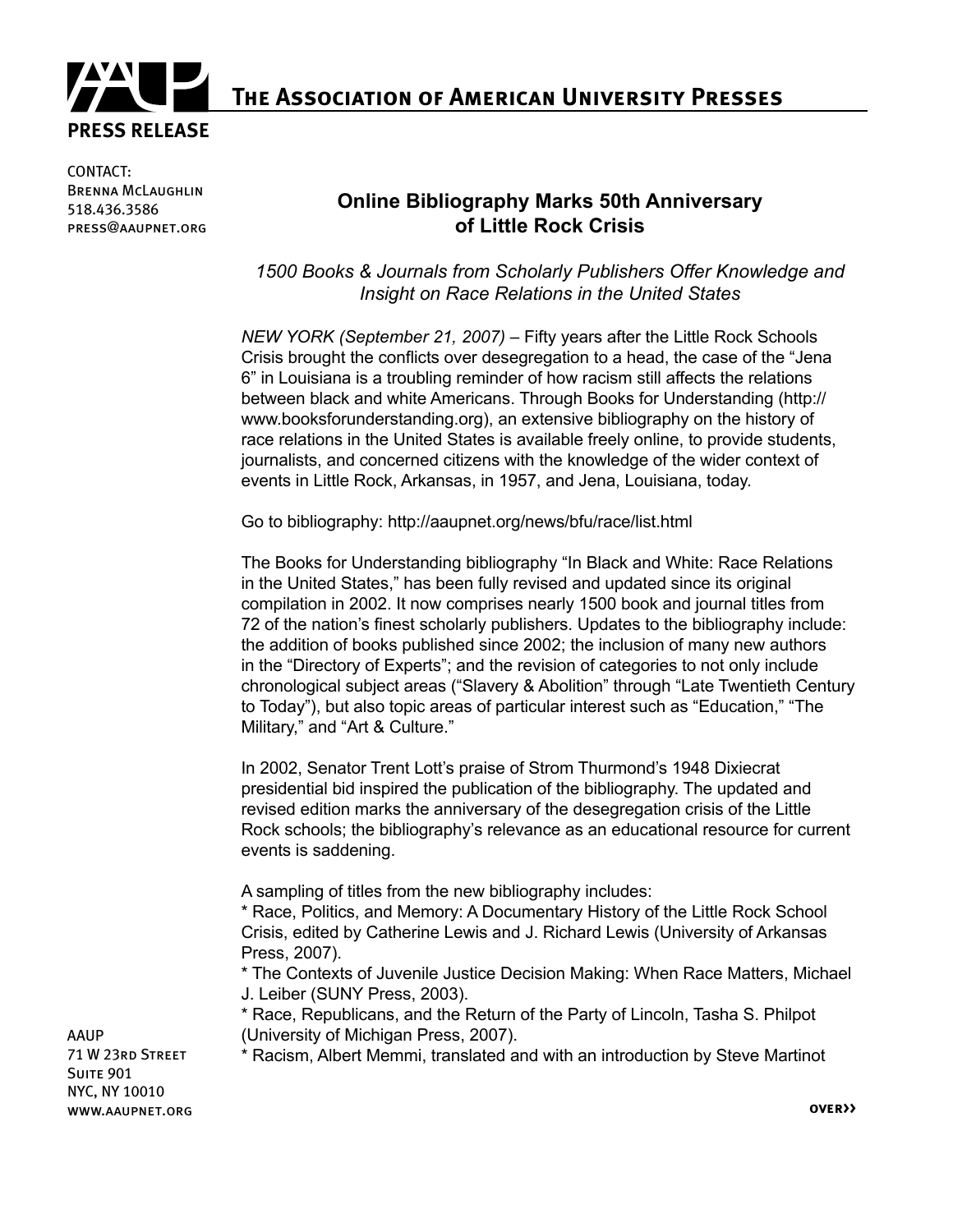# The Association of American University Presses

**PRESS RELEASE**

CONTACT:
Brenna McLaughlin
518.436.3586
press@aaupnet.org

## Online Bibliography Marks 50th Anniversary of Little Rock Crisis

*1500 Books & Journals from Scholarly Publishers Offer Knowledge and Insight on Race Relations in the United States*

*NEW YORK (September 21, 2007)* – Fifty years after the Little Rock Schools Crisis brought the conflicts over desegregation to a head, the case of the "Jena 6" in Louisiana is a troubling reminder of how racism still affects the relations between black and white Americans. Through Books for Understanding (http://www.booksforunderstanding.org), an extensive bibliography on the history of race relations in the United States is available freely online, to provide students, journalists, and concerned citizens with the knowledge of the wider context of events in Little Rock, Arkansas, in 1957, and Jena, Louisiana, today.

Go to bibliography: http://aaupnet.org/news/bfu/race/list.html

The Books for Understanding bibliography "In Black and White: Race Relations in the United States," has been fully revised and updated since its original compilation in 2002. It now comprises nearly 1500 book and journal titles from 72 of the nation's finest scholarly publishers. Updates to the bibliography include: the addition of books published since 2002; the inclusion of many new authors in the "Directory of Experts"; and the revision of categories to not only include chronological subject areas ("Slavery & Abolition" through "Late Twentieth Century to Today"), but also topic areas of particular interest such as "Education," "The Military," and "Art & Culture."

In 2002, Senator Trent Lott's praise of Strom Thurmond's 1948 Dixiecrat presidential bid inspired the publication of the bibliography. The updated and revised edition marks the anniversary of the desegregation crisis of the Little Rock schools; the bibliography's relevance as an educational resource for current events is saddening.

A sampling of titles from the new bibliography includes:
* Race, Politics, and Memory: A Documentary History of the Little Rock School Crisis, edited by Catherine Lewis and J. Richard Lewis (University of Arkansas Press, 2007).
* The Contexts of Juvenile Justice Decision Making: When Race Matters, Michael J. Leiber (SUNY Press, 2003).
* Race, Republicans, and the Return of the Party of Lincoln, Tasha S. Philpot (University of Michigan Press, 2007).
* Racism, Albert Memmi, translated and with an introduction by Steve Martinot

AAUP
71 W 23rd Street
Suite 901
NYC, NY 10010
www.aaupnet.org

over>>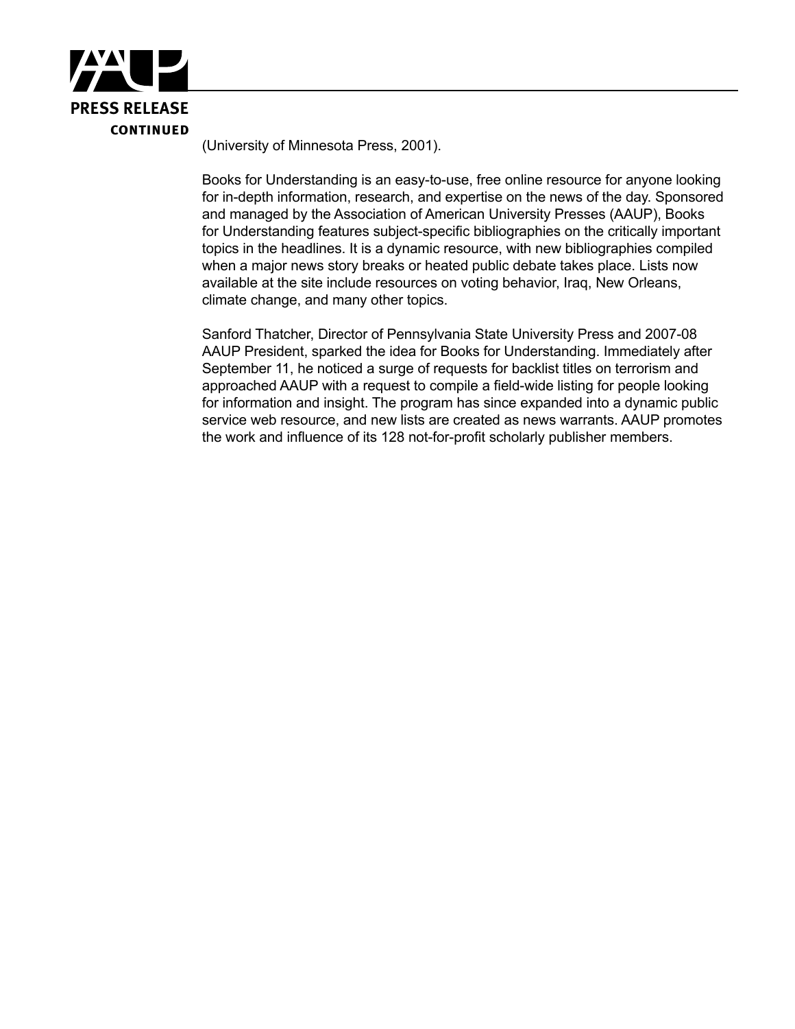(University of Minnesota Press, 2001).

Books for Understanding is an easy-to-use, free online resource for anyone looking for in-depth information, research, and expertise on the news of the day. Sponsored and managed by the Association of American University Presses (AAUP), Books for Understanding features subject-specific bibliographies on the critically important topics in the headlines. It is a dynamic resource, with new bibliographies compiled when a major news story breaks or heated public debate takes place. Lists now available at the site include resources on voting behavior, Iraq, New Orleans, climate change, and many other topics.

Sanford Thatcher, Director of Pennsylvania State University Press and 2007-08 AAUP President, sparked the idea for Books for Understanding. Immediately after September 11, he noticed a surge of requests for backlist titles on terrorism and approached AAUP with a request to compile a field-wide listing for people looking for information and insight. The program has since expanded into a dynamic public service web resource, and new lists are created as news warrants. AAUP promotes the work and influence of its 128 not-for-profit scholarly publisher members.